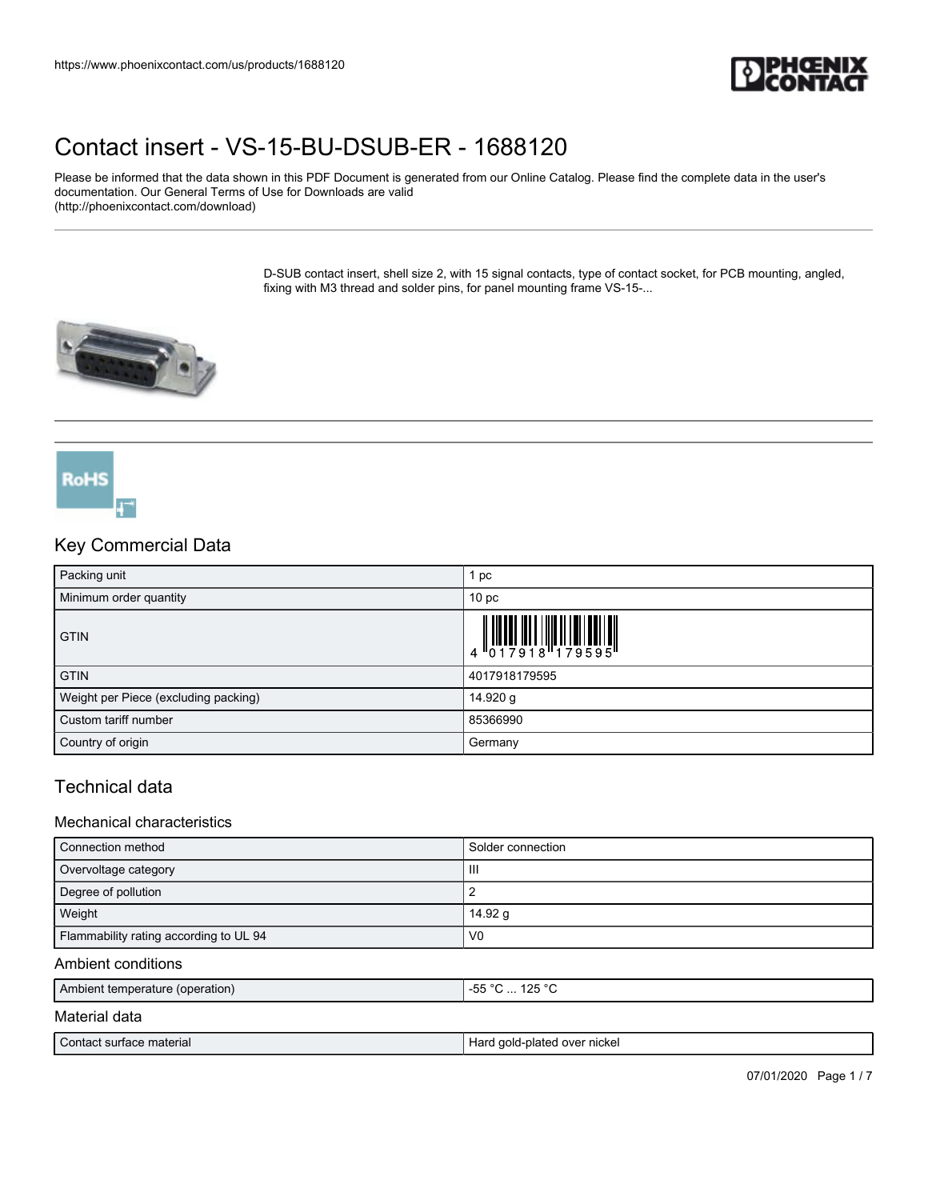# Contact insert - VS-15-BU-DSUB-ER - 1688120

Please be informed that the data shown in this PDF Document is generated from our Online Catalog. Please find the complete data in the user's documentation. Our General Terms of Use for Downloads are valid (http://phoenixcontact.com/download)

D-SUB contact insert, shell size 2, with 15 signal contacts, type of contact socket, for PCB mounting, angled, fixing with M3 thread and solder pins, for panel mounting frame VS-15-...

## Key Commercial Data

| | |
|---|---|
| Packing unit | 1 pc |
| Minimum order quantity | 10 pc |
| GTIN | 4 017918 179595 |
| GTIN | 4017918179595 |
| Weight per Piece (excluding packing) | 14.920 g |
| Custom tariff number | 85366990 |
| Country of origin | Germany |

## Technical data

### Mechanical characteristics

| | |
|---|---|
| Connection method | Solder connection |
| Overvoltage category | III |
| Degree of pollution | 2 |
| Weight | 14.92 g |
| Flammability rating according to UL 94 | V0 |

### Ambient conditions

| | |
|---|---|
| Ambient temperature (operation) | -55 °C ... 125 °C |

### Material data

| | |
|---|---|
| Contact surface material | Hard gold-plated over nickel |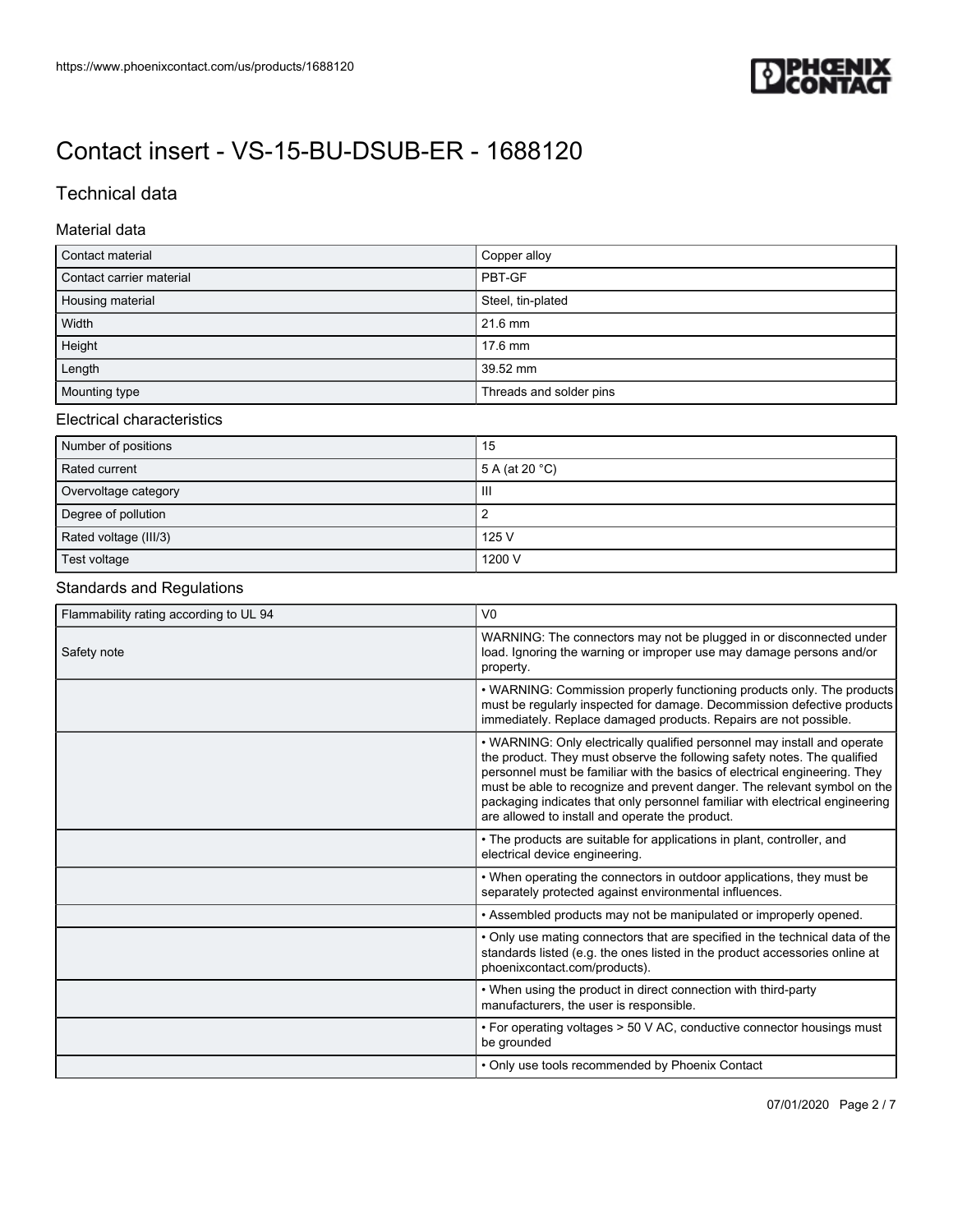# Contact insert - VS-15-BU-DSUB-ER - 1688120

## Technical data

### Material data

| | |
|---|---|
| Contact material | Copper alloy |
| Contact carrier material | PBT-GF |
| Housing material | Steel, tin-plated |
| Width | 21.6 mm |
| Height | 17.6 mm |
| Length | 39.52 mm |
| Mounting type | Threads and solder pins |

### Electrical characteristics

| | |
|---|---|
| Number of positions | 15 |
| Rated current | 5 A (at 20 °C) |
| Overvoltage category | III |
| Degree of pollution | 2 |
| Rated voltage (III/3) | 125 V |
| Test voltage | 1200 V |

### Standards and Regulations

| | |
|---|---|
| Flammability rating according to UL 94 | V0 |
| Safety note | WARNING: The connectors may not be plugged in or disconnected under load. Ignoring the warning or improper use may damage persons and/or property. |
| | • WARNING: Commission properly functioning products only. The products must be regularly inspected for damage. Decommission defective products immediately. Replace damaged products. Repairs are not possible. |
| | • WARNING: Only electrically qualified personnel may install and operate the product. They must observe the following safety notes. The qualified personnel must be familiar with the basics of electrical engineering. They must be able to recognize and prevent danger. The relevant symbol on the packaging indicates that only personnel familiar with electrical engineering are allowed to install and operate the product. |
| | • The products are suitable for applications in plant, controller, and electrical device engineering. |
| | • When operating the connectors in outdoor applications, they must be separately protected against environmental influences. |
| | • Assembled products may not be manipulated or improperly opened. |
| | • Only use mating connectors that are specified in the technical data of the standards listed (e.g. the ones listed in the product accessories online at phoenixcontact.com/products). |
| | • When using the product in direct connection with third-party manufacturers, the user is responsible. |
| | • For operating voltages > 50 V AC, conductive connector housings must be grounded |
| | • Only use tools recommended by Phoenix Contact |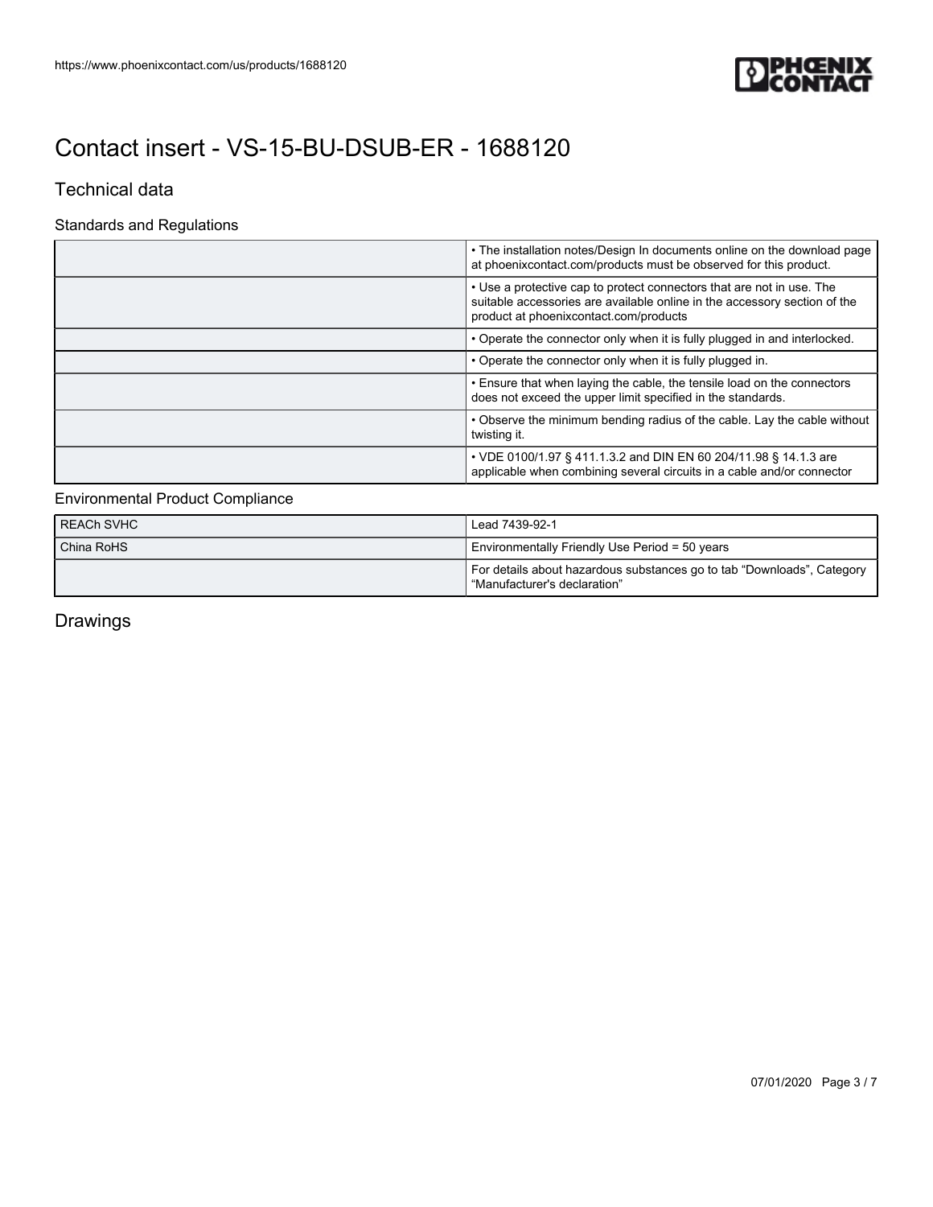# Contact insert - VS-15-BU-DSUB-ER - 1688120

## Technical data

### Standards and Regulations

| | |
|---|---|
| | • The installation notes/Design In documents online on the download page at phoenixcontact.com/products must be observed for this product. |
| | • Use a protective cap to protect connectors that are not in use. The suitable accessories are available online in the accessory section of the product at phoenixcontact.com/products |
| | • Operate the connector only when it is fully plugged in and interlocked. |
| | • Operate the connector only when it is fully plugged in. |
| | • Ensure that when laying the cable, the tensile load on the connectors does not exceed the upper limit specified in the standards. |
| | • Observe the minimum bending radius of the cable. Lay the cable without twisting it. |
| | • VDE 0100/1.97 § 411.1.3.2 and DIN EN 60 204/11.98 § 14.1.3 are applicable when combining several circuits in a cable and/or connector |

### Environmental Product Compliance

| | |
|---|---|
| REACh SVHC | Lead 7439-92-1 |
| China RoHS | Environmentally Friendly Use Period = 50 years |
| | For details about hazardous substances go to tab “Downloads”, Category “Manufacturer's declaration” |

## Drawings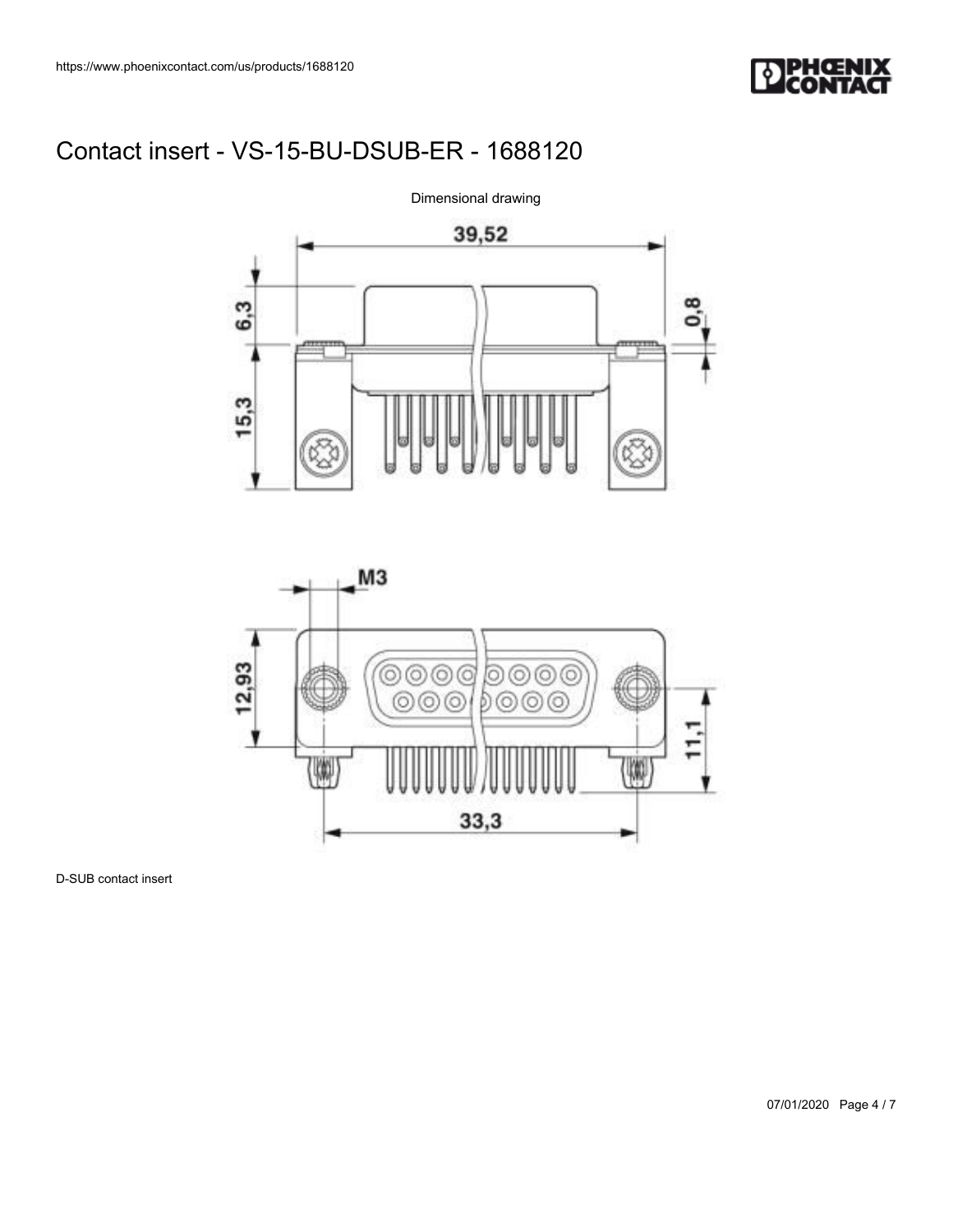# Contact insert - VS-15-BU-DSUB-ER - 1688120

Dimensional drawing

39,52

6,3

0,8

15,3

M3

12,93

11,1

33,3

D-SUB contact insert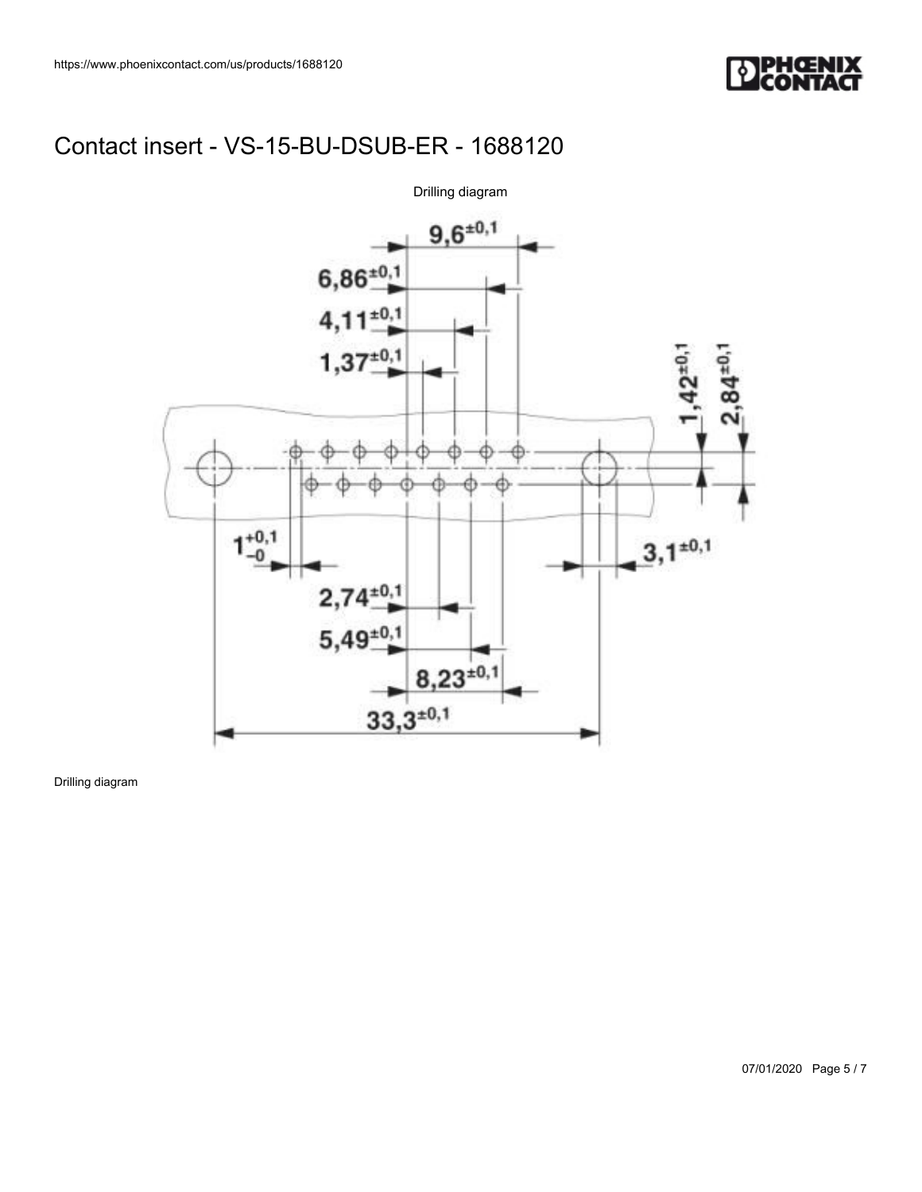# Contact insert - VS-15-BU-DSUB-ER - 1688120

Drilling diagram

Drilling diagram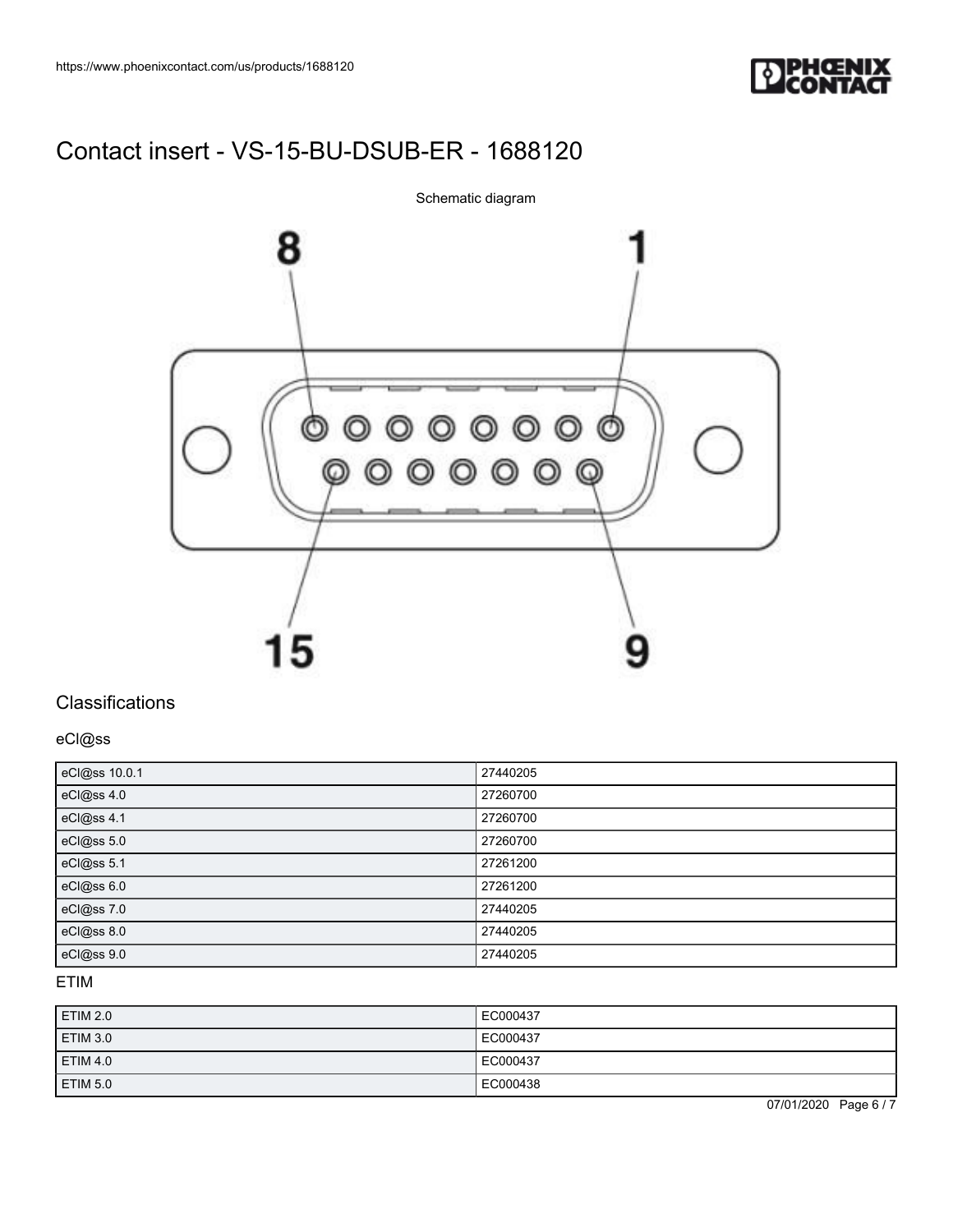# Contact insert - VS-15-BU-DSUB-ER - 1688120

Schematic diagram

8 1

15 9

## Classifications

### eCl@ss

| | |
|---|---|
| eCl@ss 10.0.1 | 27440205 |
| eCl@ss 4.0 | 27260700 |
| eCl@ss 4.1 | 27260700 |
| eCl@ss 5.0 | 27260700 |
| eCl@ss 5.1 | 27261200 |
| eCl@ss 6.0 | 27261200 |
| eCl@ss 7.0 | 27440205 |
| eCl@ss 8.0 | 27440205 |
| eCl@ss 9.0 | 27440205 |

### ETIM

| | |
|---|---|
| ETIM 2.0 | EC000437 |
| ETIM 3.0 | EC000437 |
| ETIM 4.0 | EC000437 |
| ETIM 5.0 | EC000438 |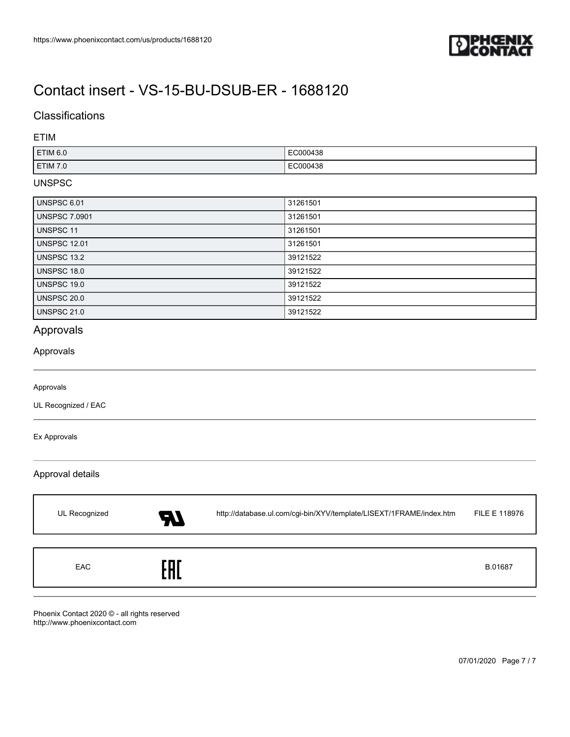# Contact insert - VS-15-BU-DSUB-ER - 1688120

## Classifications

### ETIM

| | |
|---|---|
| ETIM 6.0 | EC000438 |
| ETIM 7.0 | EC000438 |

### UNSPSC

| | |
|---|---|
| UNSPSC 6.01 | 31261501 |
| UNSPSC 7.0901 | 31261501 |
| UNSPSC 11 | 31261501 |
| UNSPSC 12.01 | 31261501 |
| UNSPSC 13.2 | 39121522 |
| UNSPSC 18.0 | 39121522 |
| UNSPSC 19.0 | 39121522 |
| UNSPSC 20.0 | 39121522 |
| UNSPSC 21.0 | 39121522 |

## Approvals

### Approvals

Approvals

UL Recognized / EAC

Ex Approvals

### Approval details

| | | | |
|---|---|---|---|
| UL Recognized | | http://database.ul.com/cgi-bin/XYV/template/LISEXT/1FRAME/index.htm | FILE E 118976 |

| | | | |
|---|---|---|---|
| EAC | | | B.01687 |

Phoenix Contact 2020 © - all rights reserved
http://www.phoenixcontact.com